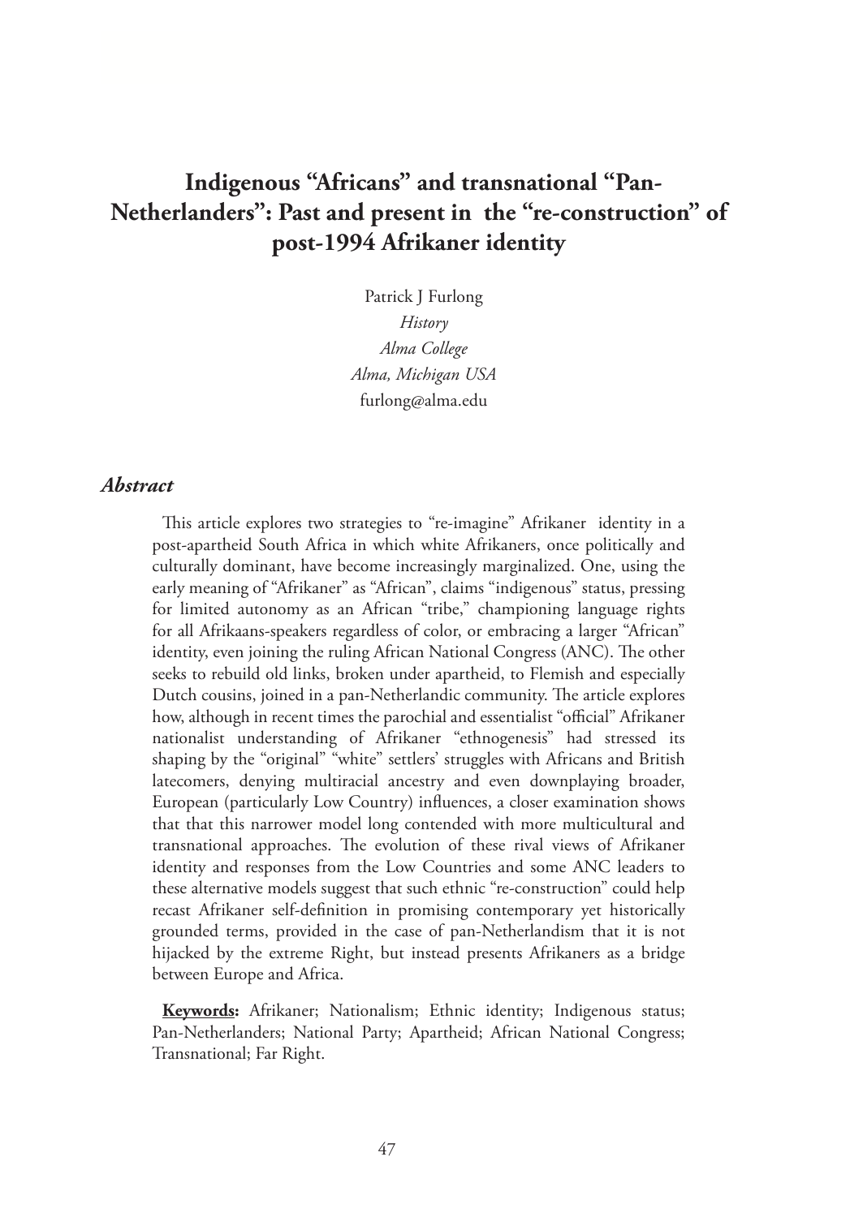# Indigenous "Africans" and transnational "Pan-Netherlanders": Past and present in the "re-construction" of post-1994 Afrikaner identity

Patrick J Furlong
*History*
*Alma College*
*Alma, Michigan USA*
furlong@alma.edu

## *Abstract*

This article explores two strategies to "re-imagine" Afrikaner identity in a post-apartheid South Africa in which white Afrikaners, once politically and culturally dominant, have become increasingly marginalized. One, using the early meaning of "Afrikaner" as "African", claims "indigenous" status, pressing for limited autonomy as an African "tribe," championing language rights for all Afrikaans-speakers regardless of color, or embracing a larger "African" identity, even joining the ruling African National Congress (ANC). The other seeks to rebuild old links, broken under apartheid, to Flemish and especially Dutch cousins, joined in a pan-Netherlandic community. The article explores how, although in recent times the parochial and essentialist "official" Afrikaner nationalist understanding of Afrikaner "ethnogenesis" had stressed its shaping by the "original" "white" settlers' struggles with Africans and British latecomers, denying multiracial ancestry and even downplaying broader, European (particularly Low Country) influences, a closer examination shows that that this narrower model long contended with more multicultural and transnational approaches. The evolution of these rival views of Afrikaner identity and responses from the Low Countries and some ANC leaders to these alternative models suggest that such ethnic "re-construction" could help recast Afrikaner self-definition in promising contemporary yet historically grounded terms, provided in the case of pan-Netherlandism that it is not hijacked by the extreme Right, but instead presents Afrikaners as a bridge between Europe and Africa.

**Keywords:** Afrikaner; Nationalism; Ethnic identity; Indigenous status; Pan-Netherlanders; National Party; Apartheid; African National Congress; Transnational; Far Right.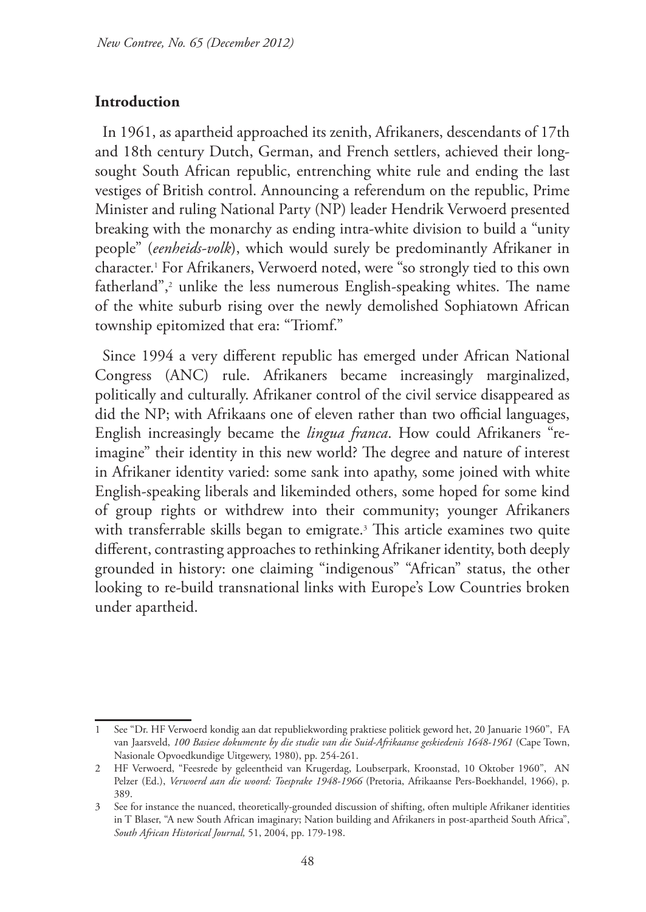## Introduction

In 1961, as apartheid approached its zenith, Afrikaners, descendants of 17th and 18th century Dutch, German, and French settlers, achieved their long-sought South African republic, entrenching white rule and ending the last vestiges of British control. Announcing a referendum on the republic, Prime Minister and ruling National Party (NP) leader Hendrik Verwoerd presented breaking with the monarchy as ending intra-white division to build a "unity people" (*eenheids-volk*), which would surely be predominantly Afrikaner in character.[1] For Afrikaners, Verwoerd noted, were "so strongly tied to this own fatherland",[2] unlike the less numerous English-speaking whites. The name of the white suburb rising over the newly demolished Sophiatown African township epitomized that era: "Triomf."

Since 1994 a very different republic has emerged under African National Congress (ANC) rule. Afrikaners became increasingly marginalized, politically and culturally. Afrikaner control of the civil service disappeared as did the NP; with Afrikaans one of eleven rather than two official languages, English increasingly became the *lingua franca*. How could Afrikaners "re-imagine" their identity in this new world? The degree and nature of interest in Afrikaner identity varied: some sank into apathy, some joined with white English-speaking liberals and likeminded others, some hoped for some kind of group rights or withdrew into their community; younger Afrikaners with transferrable skills began to emigrate.[3] This article examines two quite different, contrasting approaches to rethinking Afrikaner identity, both deeply grounded in history: one claiming "indigenous" "African" status, the other looking to re-build transnational links with Europe's Low Countries broken under apartheid.

---

1 See "Dr. HF Verwoerd kondig aan dat republiekwording praktiese politiek geword het, 20 Januarie 1960", FA van Jaarsveld, *100 Basiese dokumente by die studie van die Suid-Afrikaanse geskiedenis 1648-1961* (Cape Town, Nasionale Opvoedkundige Uitgewery, 1980), pp. 254-261.

2 HF Verwoerd, "Feesrede by geleentheid van Krugerdag, Loubserpark, Kroonstad, 10 Oktober 1960", AN Pelzer (Ed.), *Verwoerd aan die woord: Toesprake 1948-1966* (Pretoria, Afrikaanse Pers-Boekhandel, 1966), p. 389.

3 See for instance the nuanced, theoretically-grounded discussion of shifting, often multiple Afrikaner identities in T Blaser, "A new South African imaginary; Nation building and Afrikaners in post-apartheid South Africa", *South African Historical Journal,* 51, 2004, pp. 179-198.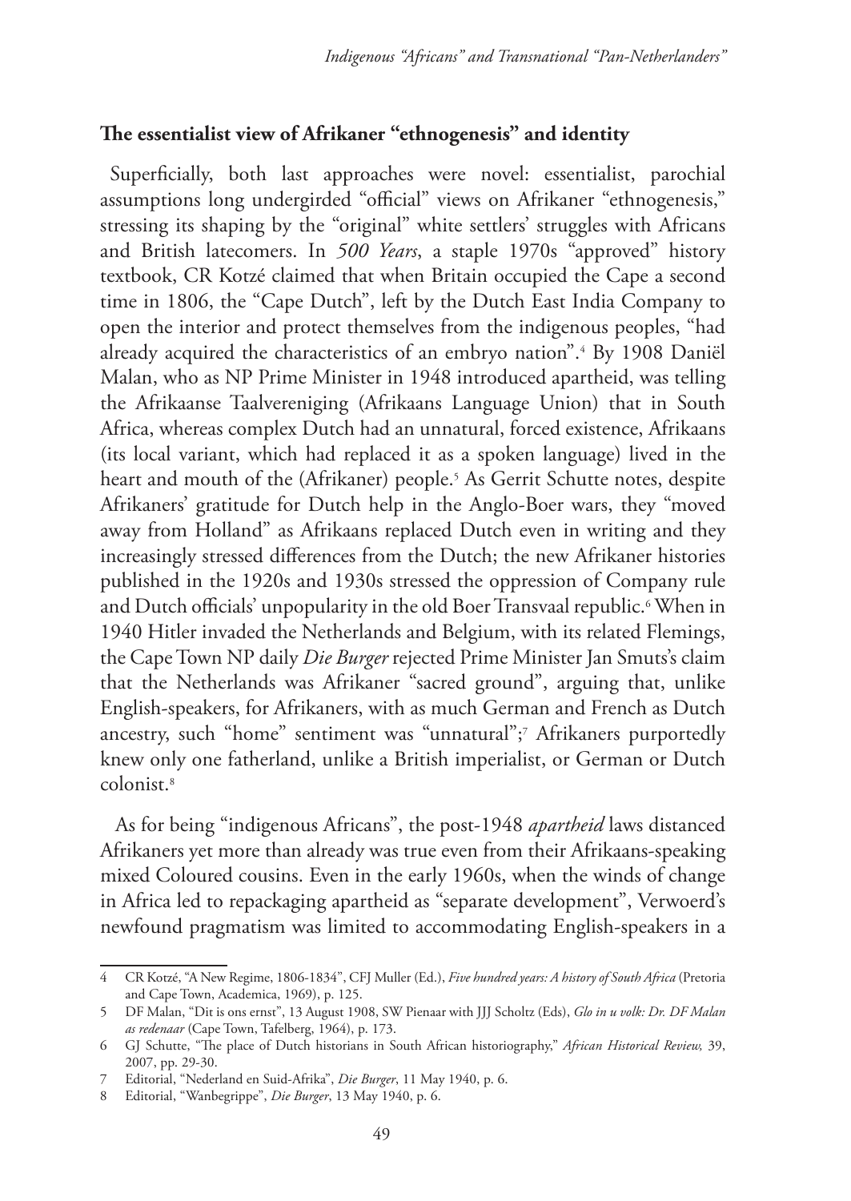## The essentialist view of Afrikaner "ethnogenesis" and identity

Superficially, both last approaches were novel: essentialist, parochial assumptions long undergirded "official" views on Afrikaner "ethnogenesis," stressing its shaping by the "original" white settlers' struggles with Africans and British latecomers. In *500 Years*, a staple 1970s "approved" history textbook, CR Kotzé claimed that when Britain occupied the Cape a second time in 1806, the "Cape Dutch", left by the Dutch East India Company to open the interior and protect themselves from the indigenous peoples, "had already acquired the characteristics of an embryo nation".[4] By 1908 Daniël Malan, who as NP Prime Minister in 1948 introduced apartheid, was telling the Afrikaanse Taalvereniging (Afrikaans Language Union) that in South Africa, whereas complex Dutch had an unnatural, forced existence, Afrikaans (its local variant, which had replaced it as a spoken language) lived in the heart and mouth of the (Afrikaner) people.[5] As Gerrit Schutte notes, despite Afrikaners' gratitude for Dutch help in the Anglo-Boer wars, they "moved away from Holland" as Afrikaans replaced Dutch even in writing and they increasingly stressed differences from the Dutch; the new Afrikaner histories published in the 1920s and 1930s stressed the oppression of Company rule and Dutch officials' unpopularity in the old Boer Transvaal republic.[6] When in 1940 Hitler invaded the Netherlands and Belgium, with its related Flemings, the Cape Town NP daily *Die Burger* rejected Prime Minister Jan Smuts's claim that the Netherlands was Afrikaner "sacred ground", arguing that, unlike English-speakers, for Afrikaners, with as much German and French as Dutch ancestry, such "home" sentiment was "unnatural";[7] Afrikaners purportedly knew only one fatherland, unlike a British imperialist, or German or Dutch colonist.[8]

As for being "indigenous Africans", the post-1948 *apartheid* laws distanced Afrikaners yet more than already was true even from their Afrikaans-speaking mixed Coloured cousins. Even in the early 1960s, when the winds of change in Africa led to repackaging apartheid as "separate development", Verwoerd's newfound pragmatism was limited to accommodating English-speakers in a

---

4 CR Kotzé, "A New Regime, 1806-1834", CFJ Muller (Ed.), *Five hundred years: A history of South Africa* (Pretoria and Cape Town, Academica, 1969), p. 125.

5 DF Malan, "Dit is ons ernst", 13 August 1908, SW Pienaar with JJJ Scholtz (Eds), *Glo in u volk: Dr. DF Malan as redenaar* (Cape Town, Tafelberg, 1964), p. 173.

6 GJ Schutte, "The place of Dutch historians in South African historiography," *African Historical Review,* 39, 2007, pp. 29-30.

7 Editorial, "Nederland en Suid-Afrika", *Die Burger*, 11 May 1940, p. 6.

8 Editorial, "Wanbegrippe", *Die Burger*, 13 May 1940, p. 6.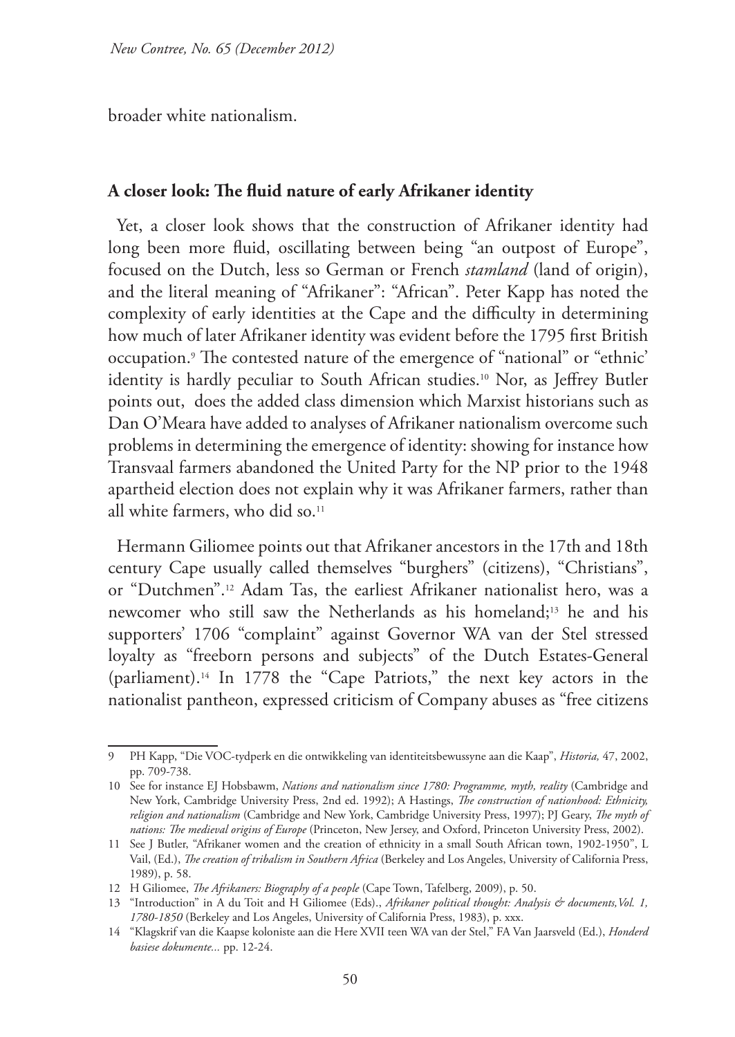broader white nationalism.

### A closer look: The fluid nature of early Afrikaner identity

Yet, a closer look shows that the construction of Afrikaner identity had long been more fluid, oscillating between being "an outpost of Europe", focused on the Dutch, less so German or French *stamland* (land of origin), and the literal meaning of "Afrikaner": "African". Peter Kapp has noted the complexity of early identities at the Cape and the difficulty in determining how much of later Afrikaner identity was evident before the 1795 first British occupation.[9] The contested nature of the emergence of "national" or "ethnic' identity is hardly peculiar to South African studies.[10] Nor, as Jeffrey Butler points out, does the added class dimension which Marxist historians such as Dan O'Meara have added to analyses of Afrikaner nationalism overcome such problems in determining the emergence of identity: showing for instance how Transvaal farmers abandoned the United Party for the NP prior to the 1948 apartheid election does not explain why it was Afrikaner farmers, rather than all white farmers, who did so.[11]

Hermann Giliomee points out that Afrikaner ancestors in the 17th and 18th century Cape usually called themselves "burghers" (citizens), "Christians", or "Dutchmen".[12] Adam Tas, the earliest Afrikaner nationalist hero, was a newcomer who still saw the Netherlands as his homeland;[13] he and his supporters' 1706 "complaint" against Governor WA van der Stel stressed loyalty as "freeborn persons and subjects" of the Dutch Estates-General (parliament).[14] In 1778 the "Cape Patriots," the next key actors in the nationalist pantheon, expressed criticism of Company abuses as "free citizens

---

9 PH Kapp, "Die VOC-tydperk en die ontwikkeling van identiteitsbewussyne aan die Kaap", *Historia,* 47, 2002, pp. 709-738.

10 See for instance EJ Hobsbawm, *Nations and nationalism since 1780: Programme, myth, reality* (Cambridge and New York, Cambridge University Press, 2nd ed. 1992); A Hastings, *The construction of nationhood: Ethnicity, religion and nationalism* (Cambridge and New York, Cambridge University Press, 1997); PJ Geary, *The myth of nations: The medieval origins of Europe* (Princeton, New Jersey, and Oxford, Princeton University Press, 2002).

11 See J Butler, "Afrikaner women and the creation of ethnicity in a small South African town, 1902-1950", L Vail, (Ed.), *The creation of tribalism in Southern Africa* (Berkeley and Los Angeles, University of California Press, 1989), p. 58.

12 H Giliomee, *The Afrikaners: Biography of a people* (Cape Town, Tafelberg, 2009), p. 50.

13 "Introduction" in A du Toit and H Giliomee (Eds)., *Afrikaner political thought: Analysis & documents,Vol. 1, 1780-1850* (Berkeley and Los Angeles, University of California Press, 1983), p. xxx.

14 "Klagskrif van die Kaapse koloniste aan die Here XVII teen WA van der Stel," FA Van Jaarsveld (Ed.), *Honderd basiese dokumente...* pp. 12-24.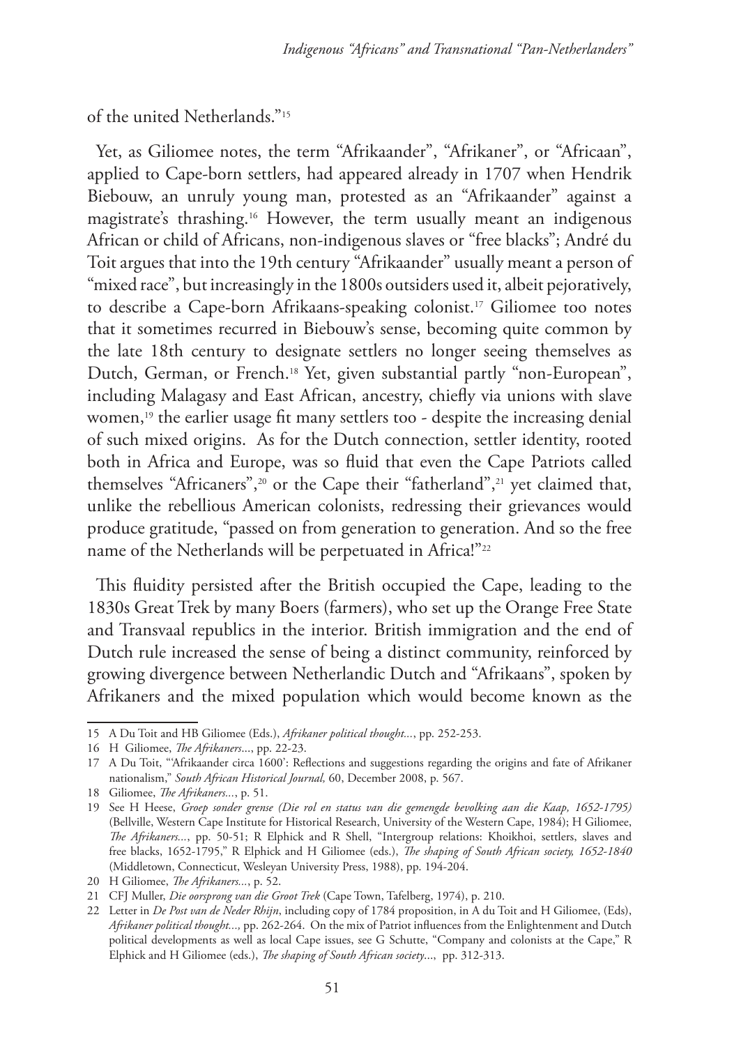of the united Netherlands."[15]

Yet, as Giliomee notes, the term "Afrikaander", "Afrikaner", or "Africaan", applied to Cape-born settlers, had appeared already in 1707 when Hendrik Biebouw, an unruly young man, protested as an "Afrikaander" against a magistrate's thrashing.[16] However, the term usually meant an indigenous African or child of Africans, non-indigenous slaves or "free blacks"; André du Toit argues that into the 19th century "Afrikaander" usually meant a person of "mixed race", but increasingly in the 1800s outsiders used it, albeit pejoratively, to describe a Cape-born Afrikaans-speaking colonist.[17] Giliomee too notes that it sometimes recurred in Biebouw's sense, becoming quite common by the late 18th century to designate settlers no longer seeing themselves as Dutch, German, or French.[18] Yet, given substantial partly "non-European", including Malagasy and East African, ancestry, chiefly via unions with slave women,[19] the earlier usage fit many settlers too - despite the increasing denial of such mixed origins. As for the Dutch connection, settler identity, rooted both in Africa and Europe, was so fluid that even the Cape Patriots called themselves "Africaners",[20] or the Cape their "fatherland",[21] yet claimed that, unlike the rebellious American colonists, redressing their grievances would produce gratitude, "passed on from generation to generation. And so the free name of the Netherlands will be perpetuated in Africa!"[22]

This fluidity persisted after the British occupied the Cape, leading to the 1830s Great Trek by many Boers (farmers), who set up the Orange Free State and Transvaal republics in the interior. British immigration and the end of Dutch rule increased the sense of being a distinct community, reinforced by growing divergence between Netherlandic Dutch and "Afrikaans", spoken by Afrikaners and the mixed population which would become known as the

---

15 A Du Toit and HB Giliomee (Eds.), *Afrikaner political thought...*, pp. 252-253.

16 H Giliomee, *The Afrikaners...*, pp. 22-23.

17 A Du Toit, "'Afrikaander circa 1600': Reflections and suggestions regarding the origins and fate of Afrikaner nationalism," *South African Historical Journal,* 60, December 2008, p. 567.

18 Giliomee, *The Afrikaners...*, p. 51.

19 See H Heese, *Groep sonder grense (Die rol en status van die gemengde bevolking aan die Kaap, 1652-1795)* (Bellville, Western Cape Institute for Historical Research, University of the Western Cape, 1984); H Giliomee, *The Afrikaners...*, pp. 50-51; R Elphick and R Shell, "Intergroup relations: Khoikhoi, settlers, slaves and free blacks, 1652-1795," R Elphick and H Giliomee (eds.), *The shaping of South African society, 1652-1840* (Middletown, Connecticut, Wesleyan University Press, 1988), pp. 194-204.

20 H Giliomee, *The Afrikaners...*, p. 52.

21 CFJ Muller, *Die oorsprong van die Groot Trek* (Cape Town, Tafelberg, 1974), p. 210.

22 Letter in *De Post van de Neder Rhijn*, including copy of 1784 proposition, in A du Toit and H Giliomee, (Eds), *Afrikaner political thought...,* pp. 262-264. On the mix of Patriot influences from the Enlightenment and Dutch political developments as well as local Cape issues, see G Schutte, "Company and colonists at the Cape," R Elphick and H Giliomee (eds.), *The shaping of South African society*..., pp. 312-313.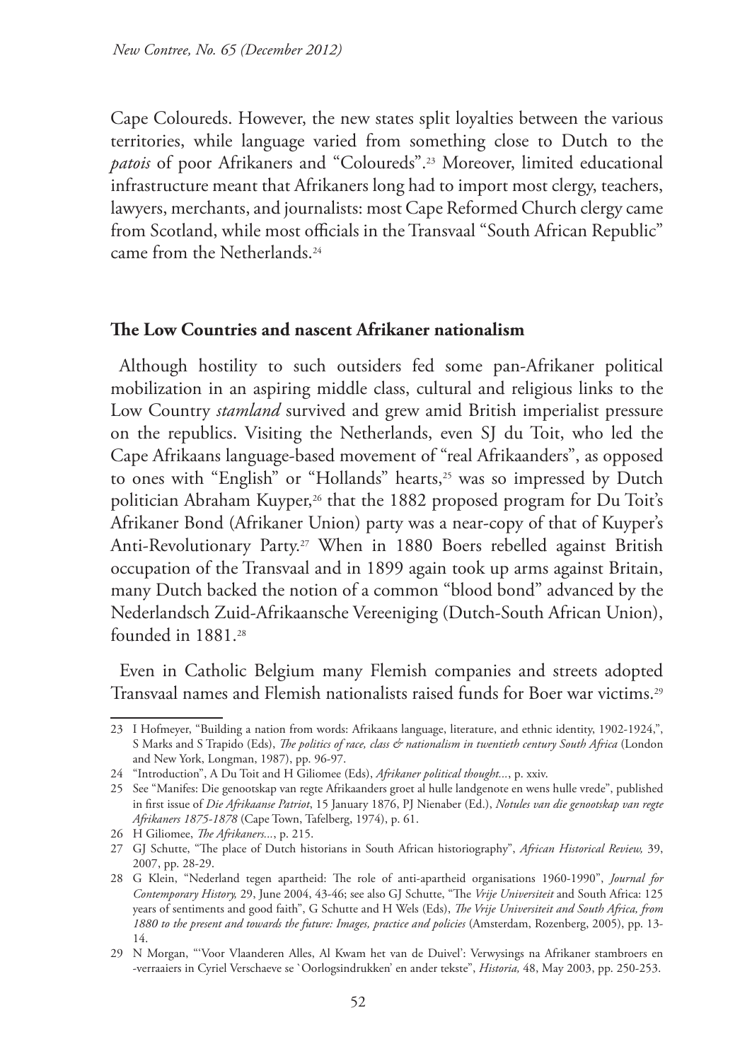Cape Coloureds. However, the new states split loyalties between the various territories, while language varied from something close to Dutch to the *patois* of poor Afrikaners and "Coloureds".[23] Moreover, limited educational infrastructure meant that Afrikaners long had to import most clergy, teachers, lawyers, merchants, and journalists: most Cape Reformed Church clergy came from Scotland, while most officials in the Transvaal "South African Republic" came from the Netherlands.[24]

## The Low Countries and nascent Afrikaner nationalism

Although hostility to such outsiders fed some pan-Afrikaner political mobilization in an aspiring middle class, cultural and religious links to the Low Country *stamland* survived and grew amid British imperialist pressure on the republics. Visiting the Netherlands, even SJ du Toit, who led the Cape Afrikaans language-based movement of "real Afrikaanders", as opposed to ones with "English" or "Hollands" hearts,[25] was so impressed by Dutch politician Abraham Kuyper,[26] that the 1882 proposed program for Du Toit's Afrikaner Bond (Afrikaner Union) party was a near-copy of that of Kuyper's Anti-Revolutionary Party.[27] When in 1880 Boers rebelled against British occupation of the Transvaal and in 1899 again took up arms against Britain, many Dutch backed the notion of a common "blood bond" advanced by the Nederlandsch Zuid-Afrikaansche Vereeniging (Dutch-South African Union), founded in 1881.[28]

Even in Catholic Belgium many Flemish companies and streets adopted Transvaal names and Flemish nationalists raised funds for Boer war victims.[29]

---

23 I Hofmeyer, "Building a nation from words: Afrikaans language, literature, and ethnic identity, 1902-1924,", S Marks and S Trapido (Eds), *The politics of race, class & nationalism in twentieth century South Africa* (London and New York, Longman, 1987), pp. 96-97.

24 "Introduction", A Du Toit and H Giliomee (Eds), *Afrikaner political thought...*, p. xxiv.

25 See "Manifes: Die genootskap van regte Afrikaanders groet al hulle landgenote en wens hulle vrede", published in first issue of *Die Afrikaanse Patriot*, 15 January 1876, PJ Nienaber (Ed.), *Notules van die genootskap van regte Afrikaners 1875-1878* (Cape Town, Tafelberg, 1974), p. 61.

26 H Giliomee, *The Afrikaners...*, p. 215.

27 GJ Schutte, "The place of Dutch historians in South African historiography", *African Historical Review,* 39, 2007, pp. 28-29.

28 G Klein, "Nederland tegen apartheid: The role of anti-apartheid organisations 1960-1990", *Journal for Contemporary History,* 29, June 2004, 43-46; see also GJ Schutte, "The *Vrije Universiteit* and South Africa: 125 years of sentiments and good faith", G Schutte and H Wels (Eds), *The Vrije Universiteit and South Africa, from 1880 to the present and towards the future: Images, practice and policies* (Amsterdam, Rozenberg, 2005), pp. 13-14.

29 N Morgan, "'Voor Vlaanderen Alles, Al Kwam het van de Duivel': Verwysings na Afrikaner stambroers en -verraaiers in Cyriel Verschaeve se `Oorlogsindrukken' en ander tekste", *Historia,* 48, May 2003, pp. 250-253.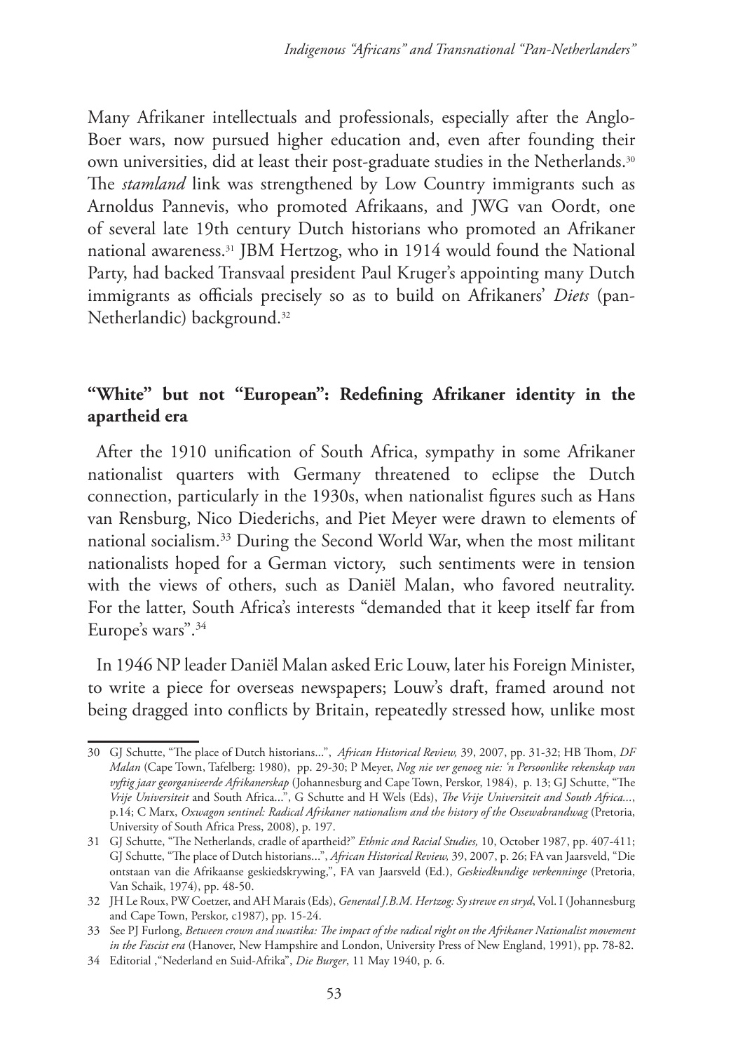Many Afrikaner intellectuals and professionals, especially after the Anglo-Boer wars, now pursued higher education and, even after founding their own universities, did at least their post-graduate studies in the Netherlands.[30] The *stamland* link was strengthened by Low Country immigrants such as Arnoldus Pannevis, who promoted Afrikaans, and JWG van Oordt, one of several late 19th century Dutch historians who promoted an Afrikaner national awareness.[31] JBM Hertzog, who in 1914 would found the National Party, had backed Transvaal president Paul Kruger's appointing many Dutch immigrants as officials precisely so as to build on Afrikaners' *Diets* (pan-Netherlandic) background.[32]

## "White" but not "European": Redefining Afrikaner identity in the apartheid era

After the 1910 unification of South Africa, sympathy in some Afrikaner nationalist quarters with Germany threatened to eclipse the Dutch connection, particularly in the 1930s, when nationalist figures such as Hans van Rensburg, Nico Diederichs, and Piet Meyer were drawn to elements of national socialism.[33] During the Second World War, when the most militant nationalists hoped for a German victory, such sentiments were in tension with the views of others, such as Daniël Malan, who favored neutrality. For the latter, South Africa's interests "demanded that it keep itself far from Europe's wars".[34]

In 1946 NP leader Daniël Malan asked Eric Louw, later his Foreign Minister, to write a piece for overseas newspapers; Louw's draft, framed around not being dragged into conflicts by Britain, repeatedly stressed how, unlike most

---

30 GJ Schutte, "The place of Dutch historians...", *African Historical Review,* 39, 2007, pp. 31-32; HB Thom, *DF Malan* (Cape Town, Tafelberg: 1980), pp. 29-30; P Meyer, *Nog nie ver genoeg nie: 'n Persoonlike rekenskap van vyftig jaar georganiseerde Afrikanerskap* (Johannesburg and Cape Town, Perskor, 1984), p. 13; GJ Schutte, "The *Vrije Universiteit* and South Africa...", G Schutte and H Wels (Eds), *The Vrije Universiteit and South Africa...*, p.14; C Marx, *Oxwagon sentinel: Radical Afrikaner nationalism and the history of the Ossewabrandwag* (Pretoria, University of South Africa Press, 2008), p. 197.

31 GJ Schutte, "The Netherlands, cradle of apartheid?" *Ethnic and Racial Studies,* 10, October 1987, pp. 407-411; GJ Schutte, "The place of Dutch historians...", *African Historical Review,* 39, 2007, p. 26; FA van Jaarsveld, "Die ontstaan van die Afrikaanse geskiedskrywing,", FA van Jaarsveld (Ed.), *Geskiedkundige verkenninge* (Pretoria, Van Schaik, 1974), pp. 48-50.

32 JH Le Roux, PW Coetzer, and AH Marais (Eds), *Generaal J.B.M. Hertzog: Sy strewe en stryd*, Vol. I (Johannesburg and Cape Town, Perskor, c1987), pp. 15-24.

33 See PJ Furlong, *Between crown and swastika: The impact of the radical right on the Afrikaner Nationalist movement in the Fascist era* (Hanover, New Hampshire and London, University Press of New England, 1991), pp. 78-82.

34 Editorial ,"Nederland en Suid-Afrika", *Die Burger*, 11 May 1940, p. 6.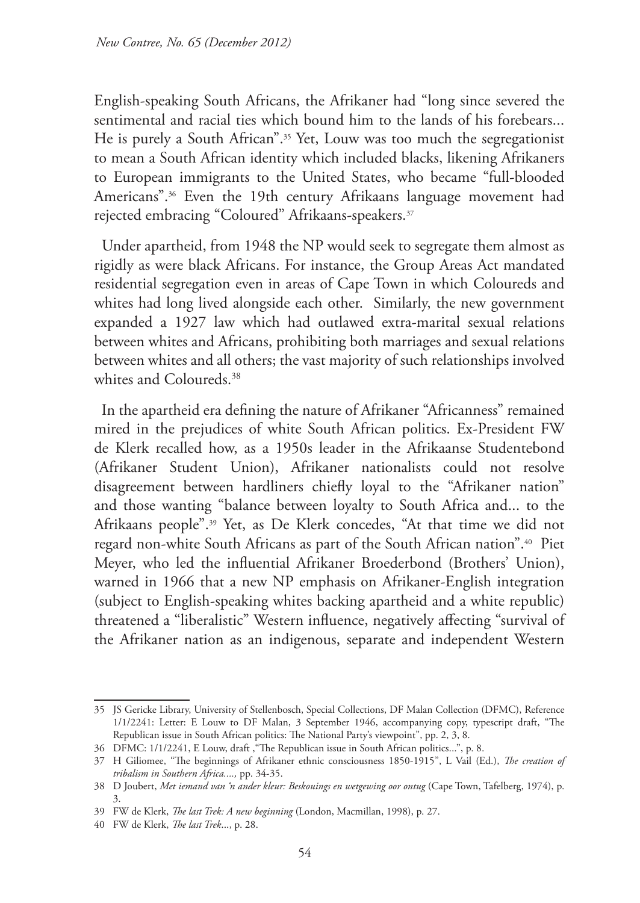English-speaking South Africans, the Afrikaner had "long since severed the sentimental and racial ties which bound him to the lands of his forebears... He is purely a South African".[35] Yet, Louw was too much the segregationist to mean a South African identity which included blacks, likening Afrikaners to European immigrants to the United States, who became "full-blooded Americans".[36] Even the 19th century Afrikaans language movement had rejected embracing "Coloured" Afrikaans-speakers.[37]

Under apartheid, from 1948 the NP would seek to segregate them almost as rigidly as were black Africans. For instance, the Group Areas Act mandated residential segregation even in areas of Cape Town in which Coloureds and whites had long lived alongside each other. Similarly, the new government expanded a 1927 law which had outlawed extra-marital sexual relations between whites and Africans, prohibiting both marriages and sexual relations between whites and all others; the vast majority of such relationships involved whites and Coloureds.[38]

In the apartheid era defining the nature of Afrikaner "Africanness" remained mired in the prejudices of white South African politics. Ex-President FW de Klerk recalled how, as a 1950s leader in the Afrikaanse Studentebond (Afrikaner Student Union), Afrikaner nationalists could not resolve disagreement between hardliners chiefly loyal to the "Afrikaner nation" and those wanting "balance between loyalty to South Africa and... to the Afrikaans people".[39] Yet, as De Klerk concedes, "At that time we did not regard non-white South Africans as part of the South African nation".[40] Piet Meyer, who led the influential Afrikaner Broederbond (Brothers' Union), warned in 1966 that a new NP emphasis on Afrikaner-English integration (subject to English-speaking whites backing apartheid and a white republic) threatened a "liberalistic" Western influence, negatively affecting "survival of the Afrikaner nation as an indigenous, separate and independent Western

---

35 JS Gericke Library, University of Stellenbosch, Special Collections, DF Malan Collection (DFMC), Reference 1/1/2241: Letter: E Louw to DF Malan, 3 September 1946, accompanying copy, typescript draft, "The Republican issue in South African politics: The National Party's viewpoint", pp. 2, 3, 8.

36 DFMC: 1/1/2241, E Louw, draft ,"The Republican issue in South African politics...", p. 8.

37 H Giliomee, "The beginnings of Afrikaner ethnic consciousness 1850-1915", L Vail (Ed.), *The creation of tribalism in Southern Africa....*, pp. 34-35.

38 D Joubert, *Met iemand van 'n ander kleur: Beskouings en wetgewing oor ontug* (Cape Town, Tafelberg, 1974), p. 3.

39 FW de Klerk, *The last Trek: A new beginning* (London, Macmillan, 1998), p. 27.

40 FW de Klerk, *The last Trek*..., p. 28.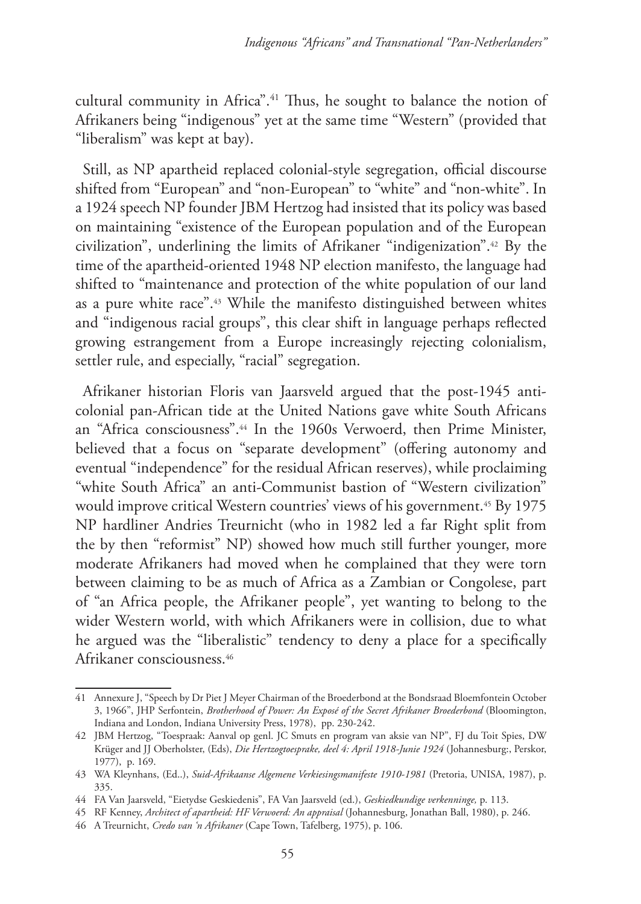cultural community in Africa".[41] Thus, he sought to balance the notion of Afrikaners being "indigenous" yet at the same time "Western" (provided that "liberalism" was kept at bay).

Still, as NP apartheid replaced colonial-style segregation, official discourse shifted from "European" and "non-European" to "white" and "non-white". In a 1924 speech NP founder JBM Hertzog had insisted that its policy was based on maintaining "existence of the European population and of the European civilization", underlining the limits of Afrikaner "indigenization".[42] By the time of the apartheid-oriented 1948 NP election manifesto, the language had shifted to "maintenance and protection of the white population of our land as a pure white race".[43] While the manifesto distinguished between whites and "indigenous racial groups", this clear shift in language perhaps reflected growing estrangement from a Europe increasingly rejecting colonialism, settler rule, and especially, "racial" segregation.

Afrikaner historian Floris van Jaarsveld argued that the post-1945 anti-colonial pan-African tide at the United Nations gave white South Africans an "Africa consciousness".[44] In the 1960s Verwoerd, then Prime Minister, believed that a focus on "separate development" (offering autonomy and eventual "independence" for the residual African reserves), while proclaiming "white South Africa" an anti-Communist bastion of "Western civilization" would improve critical Western countries' views of his government.[45] By 1975 NP hardliner Andries Treurnicht (who in 1982 led a far Right split from the by then "reformist" NP) showed how much still further younger, more moderate Afrikaners had moved when he complained that they were torn between claiming to be as much of Africa as a Zambian or Congolese, part of "an Africa people, the Afrikaner people", yet wanting to belong to the wider Western world, with which Afrikaners were in collision, due to what he argued was the "liberalistic" tendency to deny a place for a specifically Afrikaner consciousness.[46]

---

41 Annexure J, "Speech by Dr Piet J Meyer Chairman of the Broederbond at the Bondsraad Bloemfontein October 3, 1966", JHP Serfontein, *Brotherhood of Power: An Exposé of the Secret Afrikaner Broederbond* (Bloomington, Indiana and London, Indiana University Press, 1978), pp. 230-242.

42 JBM Hertzog, "Toespraak: Aanval op genl. JC Smuts en program van aksie van NP", FJ du Toit Spies, DW Krüger and JJ Oberholster, (Eds), *Die Hertzogtoesprake, deel 4: April 1918-Junie 1924* (Johannesburg:, Perskor, 1977), p. 169.

43 WA Kleynhans, (Ed..), *Suid-Afrikaanse Algemene Verkiesingsmanifeste 1910-1981* (Pretoria, UNISA, 1987), p. 335.

44 FA Van Jaarsveld, "Eietydse Geskiedenis", FA Van Jaarsveld (ed.), *Geskiedkundige verkenninge,* p. 113.

45 RF Kenney, *Architect of apartheid: HF Verwoerd: An appraisal* (Johannesburg, Jonathan Ball, 1980), p. 246.

46 A Treurnicht, *Credo van 'n Afrikaner* (Cape Town, Tafelberg, 1975), p. 106.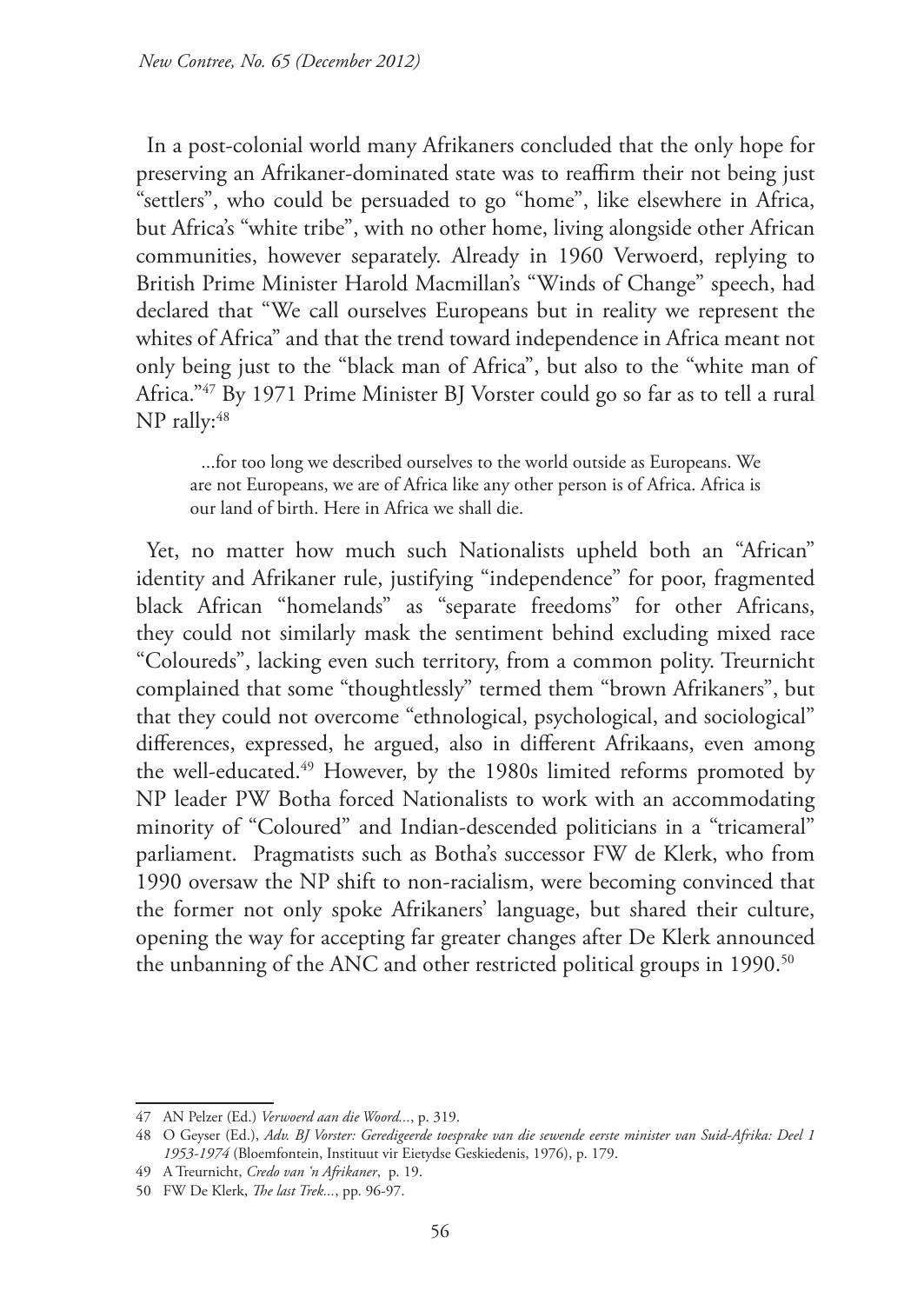In a post-colonial world many Afrikaners concluded that the only hope for preserving an Afrikaner-dominated state was to reaffirm their not being just "settlers", who could be persuaded to go "home", like elsewhere in Africa, but Africa's "white tribe", with no other home, living alongside other African communities, however separately. Already in 1960 Verwoerd, replying to British Prime Minister Harold Macmillan's "Winds of Change" speech, had declared that "We call ourselves Europeans but in reality we represent the whites of Africa" and that the trend toward independence in Africa meant not only being just to the "black man of Africa", but also to the "white man of Africa."[47] By 1971 Prime Minister BJ Vorster could go so far as to tell a rural NP rally:[48]

> ...for too long we described ourselves to the world outside as Europeans. We are not Europeans, we are of Africa like any other person is of Africa. Africa is our land of birth. Here in Africa we shall die.

Yet, no matter how much such Nationalists upheld both an "African" identity and Afrikaner rule, justifying "independence" for poor, fragmented black African "homelands" as "separate freedoms" for other Africans, they could not similarly mask the sentiment behind excluding mixed race "Coloureds", lacking even such territory, from a common polity. Treurnicht complained that some "thoughtlessly" termed them "brown Afrikaners", but that they could not overcome "ethnological, psychological, and sociological" differences, expressed, he argued, also in different Afrikaans, even among the well-educated.[49] However, by the 1980s limited reforms promoted by NP leader PW Botha forced Nationalists to work with an accommodating minority of "Coloured" and Indian-descended politicians in a "tricameral" parliament. Pragmatists such as Botha's successor FW de Klerk, who from 1990 oversaw the NP shift to non-racialism, were becoming convinced that the former not only spoke Afrikaners' language, but shared their culture, opening the way for accepting far greater changes after De Klerk announced the unbanning of the ANC and other restricted political groups in 1990.[50]

---

47 AN Pelzer (Ed.) *Verwoerd aan die Woord...*, p. 319.

48 O Geyser (Ed.), *Adv. BJ Vorster: Geredigeerde toesprake van die sewende eerste minister van Suid-Afrika: Deel 1 1953-1974* (Bloemfontein, Instituut vir Eietydse Geskiedenis, 1976), p. 179.

49 A Treurnicht, *Credo van 'n Afrikaner*, p. 19.

50 FW De Klerk, *The last Trek...*, pp. 96-97.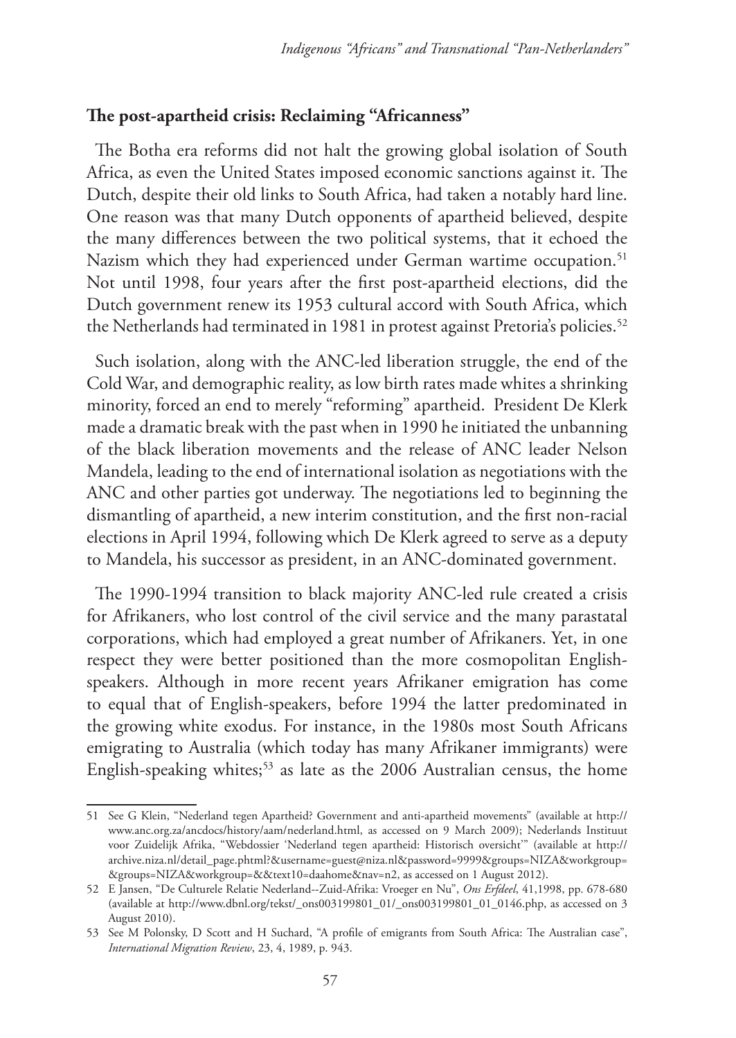## The post-apartheid crisis: Reclaiming "Africanness"

The Botha era reforms did not halt the growing global isolation of South Africa, as even the United States imposed economic sanctions against it. The Dutch, despite their old links to South Africa, had taken a notably hard line. One reason was that many Dutch opponents of apartheid believed, despite the many differences between the two political systems, that it echoed the Nazism which they had experienced under German wartime occupation.[51] Not until 1998, four years after the first post-apartheid elections, did the Dutch government renew its 1953 cultural accord with South Africa, which the Netherlands had terminated in 1981 in protest against Pretoria's policies.[52]

Such isolation, along with the ANC-led liberation struggle, the end of the Cold War, and demographic reality, as low birth rates made whites a shrinking minority, forced an end to merely "reforming" apartheid. President De Klerk made a dramatic break with the past when in 1990 he initiated the unbanning of the black liberation movements and the release of ANC leader Nelson Mandela, leading to the end of international isolation as negotiations with the ANC and other parties got underway. The negotiations led to beginning the dismantling of apartheid, a new interim constitution, and the first non-racial elections in April 1994, following which De Klerk agreed to serve as a deputy to Mandela, his successor as president, in an ANC-dominated government.

The 1990-1994 transition to black majority ANC-led rule created a crisis for Afrikaners, who lost control of the civil service and the many parastatal corporations, which had employed a great number of Afrikaners. Yet, in one respect they were better positioned than the more cosmopolitan English-speakers. Although in more recent years Afrikaner emigration has come to equal that of English-speakers, before 1994 the latter predominated in the growing white exodus. For instance, in the 1980s most South Africans emigrating to Australia (which today has many Afrikaner immigrants) were English-speaking whites;[53] as late as the 2006 Australian census, the home

---

51 See G Klein, "Nederland tegen Apartheid? Government and anti-apartheid movements" (available at http://www.anc.org.za/ancdocs/history/aam/nederland.html, as accessed on 9 March 2009); Nederlands Instituut voor Zuidelijk Afrika, "Webdossier 'Nederland tegen apartheid: Historisch oversicht'" (available at http://archive.niza.nl/detail_page.phtml?&username=guest@niza.nl&password=9999&groups=NIZA&workgroup=&groups=NIZA&workgroup=&&text10=daahome&nav=n2, as accessed on 1 August 2012).

52 E Jansen, "De Culturele Relatie Nederland--Zuid-Afrika: Vroeger en Nu", *Ons Erfdeel*, 41,1998, pp. 678-680 (available at http://www.dbnl.org/tekst/_ons003199801_01/_ons003199801_01_0146.php, as accessed on 3 August 2010).

53 See M Polonsky, D Scott and H Suchard, "A profile of emigrants from South Africa: The Australian case", *International Migration Review*, 23, 4, 1989, p. 943.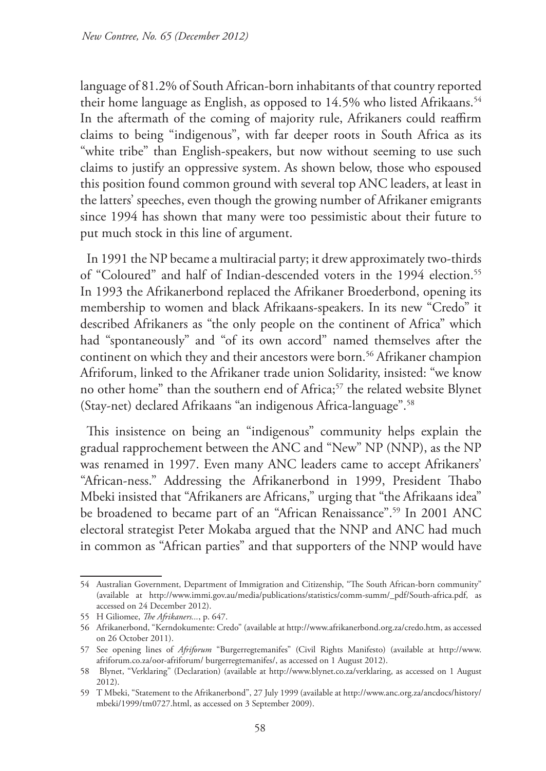language of 81.2% of South African-born inhabitants of that country reported their home language as English, as opposed to 14.5% who listed Afrikaans.[54] In the aftermath of the coming of majority rule, Afrikaners could reaffirm claims to being "indigenous", with far deeper roots in South Africa as its "white tribe" than English-speakers, but now without seeming to use such claims to justify an oppressive system. As shown below, those who espoused this position found common ground with several top ANC leaders, at least in the latters' speeches, even though the growing number of Afrikaner emigrants since 1994 has shown that many were too pessimistic about their future to put much stock in this line of argument.

In 1991 the NP became a multiracial party; it drew approximately two-thirds of "Coloured" and half of Indian-descended voters in the 1994 election.[55] In 1993 the Afrikanerbond replaced the Afrikaner Broederbond, opening its membership to women and black Afrikaans-speakers. In its new "Credo" it described Afrikaners as "the only people on the continent of Africa" which had "spontaneously" and "of its own accord" named themselves after the continent on which they and their ancestors were born.[56] Afrikaner champion Afriforum, linked to the Afrikaner trade union Solidarity, insisted: "we know no other home" than the southern end of Africa;[57] the related website Blynet (Stay-net) declared Afrikaans "an indigenous Africa-language".[58]

This insistence on being an "indigenous" community helps explain the gradual rapprochement between the ANC and "New" NP (NNP), as the NP was renamed in 1997. Even many ANC leaders came to accept Afrikaners' "African-ness." Addressing the Afrikanerbond in 1999, President Thabo Mbeki insisted that "Afrikaners are Africans," urging that "the Afrikaans idea" be broadened to became part of an "African Renaissance".[59] In 2001 ANC electoral strategist Peter Mokaba argued that the NNP and ANC had much in common as "African parties" and that supporters of the NNP would have

---

54 Australian Government, Department of Immigration and Citizenship, "The South African-born community" (available at http://www.immi.gov.au/media/publications/statistics/comm-summ/_pdf/South-africa.pdf, as accessed on 24 December 2012).

55 H Giliomee, *The Afrikaners...*, p. 647.

56 Afrikanerbond, "Kerndokumente: Credo" (available at http://www.afrikanerbond.org.za/credo.htm, as accessed on 26 October 2011).

57 See opening lines of *Afriforum* "Burgerregtemanifes" (Civil Rights Manifesto) (available at http://www.afriforum.co.za/oor-afriforum/ burgerregtemanifes/, as accessed on 1 August 2012).

58 Blynet, "Verklaring" (Declaration) (available at http://www.blynet.co.za/verklaring, as accessed on 1 August 2012).

59 T Mbeki, "Statement to the Afrikanerbond", 27 July 1999 (available at http://www.anc.org.za/ancdocs/history/mbeki/1999/tm0727.html, as accessed on 3 September 2009).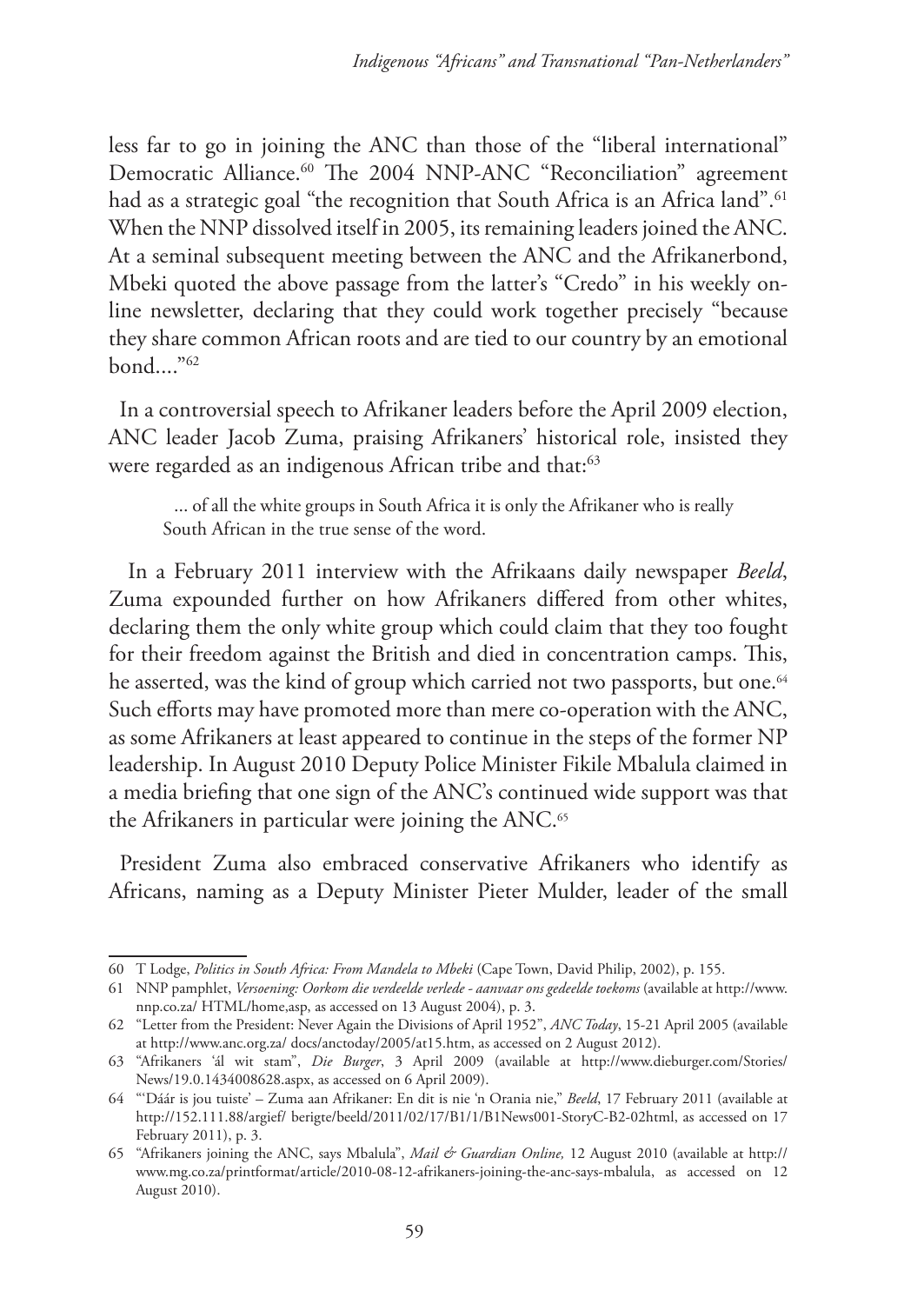less far to go in joining the ANC than those of the "liberal international" Democratic Alliance.[60] The 2004 NNP-ANC "Reconciliation" agreement had as a strategic goal "the recognition that South Africa is an Africa land".[61] When the NNP dissolved itself in 2005, its remaining leaders joined the ANC. At a seminal subsequent meeting between the ANC and the Afrikanerbond, Mbeki quoted the above passage from the latter's "Credo" in his weekly online newsletter, declaring that they could work together precisely "because they share common African roots and are tied to our country by an emotional bond...."[62]

In a controversial speech to Afrikaner leaders before the April 2009 election, ANC leader Jacob Zuma, praising Afrikaners' historical role, insisted they were regarded as an indigenous African tribe and that:[63]

> ... of all the white groups in South Africa it is only the Afrikaner who is really South African in the true sense of the word.

In a February 2011 interview with the Afrikaans daily newspaper *Beeld*, Zuma expounded further on how Afrikaners differed from other whites, declaring them the only white group which could claim that they too fought for their freedom against the British and died in concentration camps. This, he asserted, was the kind of group which carried not two passports, but one.[64] Such efforts may have promoted more than mere co-operation with the ANC, as some Afrikaners at least appeared to continue in the steps of the former NP leadership. In August 2010 Deputy Police Minister Fikile Mbalula claimed in a media briefing that one sign of the ANC's continued wide support was that the Afrikaners in particular were joining the ANC.[65]

President Zuma also embraced conservative Afrikaners who identify as Africans, naming as a Deputy Minister Pieter Mulder, leader of the small

---

60 T Lodge, *Politics in South Africa: From Mandela to Mbeki* (Cape Town, David Philip, 2002), p. 155.

61 NNP pamphlet, *Versoening: Oorkom die verdeelde verlede - aanvaar ons gedeelde toekoms* (available at http://www.nnp.co.za/ HTML/home,asp, as accessed on 13 August 2004), p. 3.

62 "Letter from the President: Never Again the Divisions of April 1952", *ANC Today*, 15-21 April 2005 (available at http://www.anc.org.za/ docs/anctoday/2005/at15.htm, as accessed on 2 August 2012).

63 "Afrikaners 'ál wit stam", *Die Burger*, 3 April 2009 (available at http://www.dieburger.com/Stories/News/19.0.1434008628.aspx, as accessed on 6 April 2009).

64 "'Dáár is jou tuiste' – Zuma aan Afrikaner: En dit is nie 'n Orania nie," *Beeld*, 17 February 2011 (available at http://152.111.88/argief/ berigte/beeld/2011/02/17/B1/1/B1News001-StoryC-B2-02html, as accessed on 17 February 2011), p. 3.

65 "Afrikaners joining the ANC, says Mbalula", *Mail & Guardian Online,* 12 August 2010 (available at http://www.mg.co.za/printformat/article/2010-08-12-afrikaners-joining-the-anc-says-mbalula, as accessed on 12 August 2010).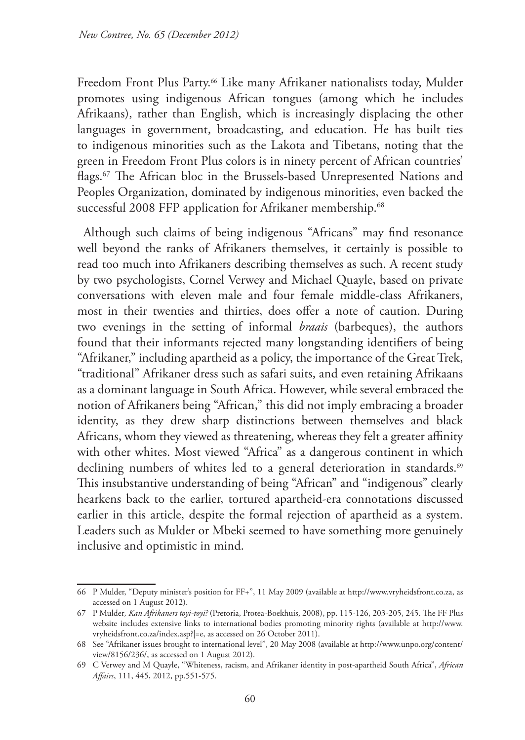Freedom Front Plus Party.[66] Like many Afrikaner nationalists today, Mulder promotes using indigenous African tongues (among which he includes Afrikaans), rather than English, which is increasingly displacing the other languages in government, broadcasting, and education. He has built ties to indigenous minorities such as the Lakota and Tibetans, noting that the green in Freedom Front Plus colors is in ninety percent of African countries' flags.[67] The African bloc in the Brussels-based Unrepresented Nations and Peoples Organization, dominated by indigenous minorities, even backed the successful 2008 FFP application for Afrikaner membership.[68]

Although such claims of being indigenous "Africans" may find resonance well beyond the ranks of Afrikaners themselves, it certainly is possible to read too much into Afrikaners describing themselves as such. A recent study by two psychologists, Cornel Verwey and Michael Quayle, based on private conversations with eleven male and four female middle-class Afrikaners, most in their twenties and thirties, does offer a note of caution. During two evenings in the setting of informal *braais* (barbeques), the authors found that their informants rejected many longstanding identifiers of being "Afrikaner," including apartheid as a policy, the importance of the Great Trek, "traditional" Afrikaner dress such as safari suits, and even retaining Afrikaans as a dominant language in South Africa. However, while several embraced the notion of Afrikaners being "African," this did not imply embracing a broader identity, as they drew sharp distinctions between themselves and black Africans, whom they viewed as threatening, whereas they felt a greater affinity with other whites. Most viewed "Africa" as a dangerous continent in which declining numbers of whites led to a general deterioration in standards.[69] This insubstantive understanding of being "African" and "indigenous" clearly hearkens back to the earlier, tortured apartheid-era connotations discussed earlier in this article, despite the formal rejection of apartheid as a system. Leaders such as Mulder or Mbeki seemed to have something more genuinely inclusive and optimistic in mind.

---

66 P Mulder, "Deputy minister's position for FF+", 11 May 2009 (available at http://www.vryheidsfront.co.za, as accessed on 1 August 2012).

67 P Mulder, *Kan Afrikaners toyi-toyi?* (Pretoria, Protea-Boekhuis, 2008), pp. 115-126, 203-205, 245. The FF Plus website includes extensive links to international bodies promoting minority rights (available at http://www.vryheidsfront.co.za/index.asp?|=e, as accessed on 26 October 2011).

68 See "Afrikaner issues brought to international level", 20 May 2008 (available at http://www.unpo.org/content/view/8156/236/, as accessed on 1 August 2012).

69 C Verwey and M Quayle, "Whiteness, racism, and Afrikaner identity in post-apartheid South Africa", *African Affairs*, 111, 445, 2012, pp.551-575.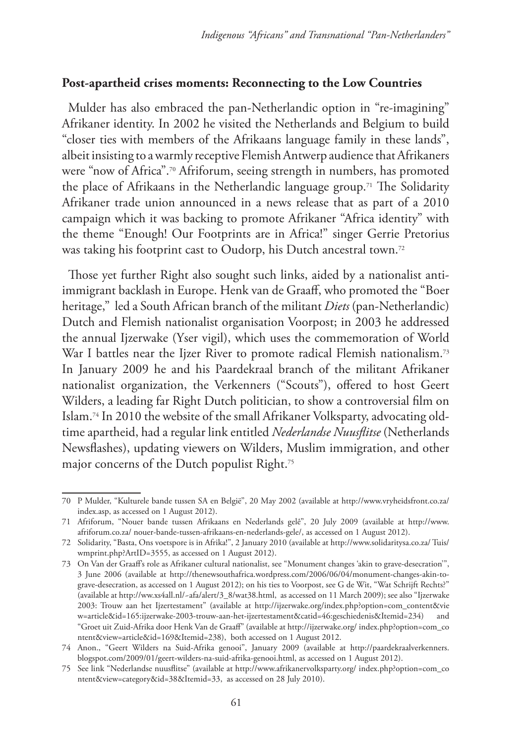## Post-apartheid crises moments: Reconnecting to the Low Countries

Mulder has also embraced the pan-Netherlandic option in "re-imagining" Afrikaner identity. In 2002 he visited the Netherlands and Belgium to build "closer ties with members of the Afrikaans language family in these lands", albeit insisting to a warmly receptive Flemish Antwerp audience that Afrikaners were "now of Africa".[70] Afriforum, seeing strength in numbers, has promoted the place of Afrikaans in the Netherlandic language group.[71] The Solidarity Afrikaner trade union announced in a news release that as part of a 2010 campaign which it was backing to promote Afrikaner "Africa identity" with the theme "Enough! Our Footprints are in Africa!" singer Gerrie Pretorius was taking his footprint cast to Oudorp, his Dutch ancestral town.[72]

Those yet further Right also sought such links, aided by a nationalist anti-immigrant backlash in Europe. Henk van de Graaff, who promoted the "Boer heritage," led a South African branch of the militant *Diets* (pan-Netherlandic) Dutch and Flemish nationalist organisation Voorpost; in 2003 he addressed the annual Ijzerwake (Yser vigil), which uses the commemoration of World War I battles near the Ijzer River to promote radical Flemish nationalism.[73] In January 2009 he and his Paardekraal branch of the militant Afrikaner nationalist organization, the Verkenners ("Scouts"), offered to host Geert Wilders, a leading far Right Dutch politician, to show a controversial film on Islam.[74] In 2010 the website of the small Afrikaner Volksparty, advocating old-time apartheid, had a regular link entitled *Nederlandse Nuusflitse* (Netherlands Newsflashes), updating viewers on Wilders, Muslim immigration, and other major concerns of the Dutch populist Right.[75]

---

70 P Mulder, "Kulturele bande tussen SA en België", 20 May 2002 (available at http://www.vryheidsfront.co.za/index.asp, as accessed on 1 August 2012).

71 Afriforum, "Nouer bande tussen Afrikaans en Nederlands gelê", 20 July 2009 (available at http://www.afriforum.co.za/ nouer-bande-tussen-afrikaans-en-nederlands-gele/, as accessed on 1 August 2012).

72 Solidarity, "Basta, Ons voetspore is in Afrika!", 2 January 2010 (available at http://www.solidaritysa.co.za/ Tuis/wmprint.php?ArtID=3555, as accessed on 1 August 2012).

73 On Van der Graaff's role as Afrikaner cultural nationalist, see "Monument changes 'akin to grave-desecration'", 3 June 2006 (available at http://thenewsouthafrica.wordpress.com/2006/06/04/monument-changes-akin-to-grave-desecration, as accessed on 1 August 2012); on his ties to Voorpost, see G de Wit, "Wat Schrijft Rechts?" (available at http://ww.xs4all.nl/~afa/alert/3_8/wat38.html, as accessed on 11 March 2009); see also "Ijzerwake 2003: Trouw aan het Ijzertestament" (available at http://ijzerwake.org/index.php?option=com_content&view=article&id=165:ijzerwake-2003-trouw-aan-het-ijzertestament&catid=46:geschiedenis&Itemid=234) and "Groet uit Zuid-Afrika door Henk Van de Graaff" (available at http://ijzerwake.org/ index.php?option=com_content&view=article&id=169&Itemid=238), both accessed on 1 August 2012.

74 Anon., "Geert Wilders na Suid-Afrika genooi", January 2009 (available at http://paardekraalverkenners.blogspot.com/2009/01/geert-wilders-na-suid-afrika-genooi.html, as accessed on 1 August 2012).

75 See link "Nederlandse nuusflitse" (available at http://www.afrikanervolksparty.org/ index.php?option=com_content&view=category&id=38&Itemid=33, as accessed on 28 July 2010).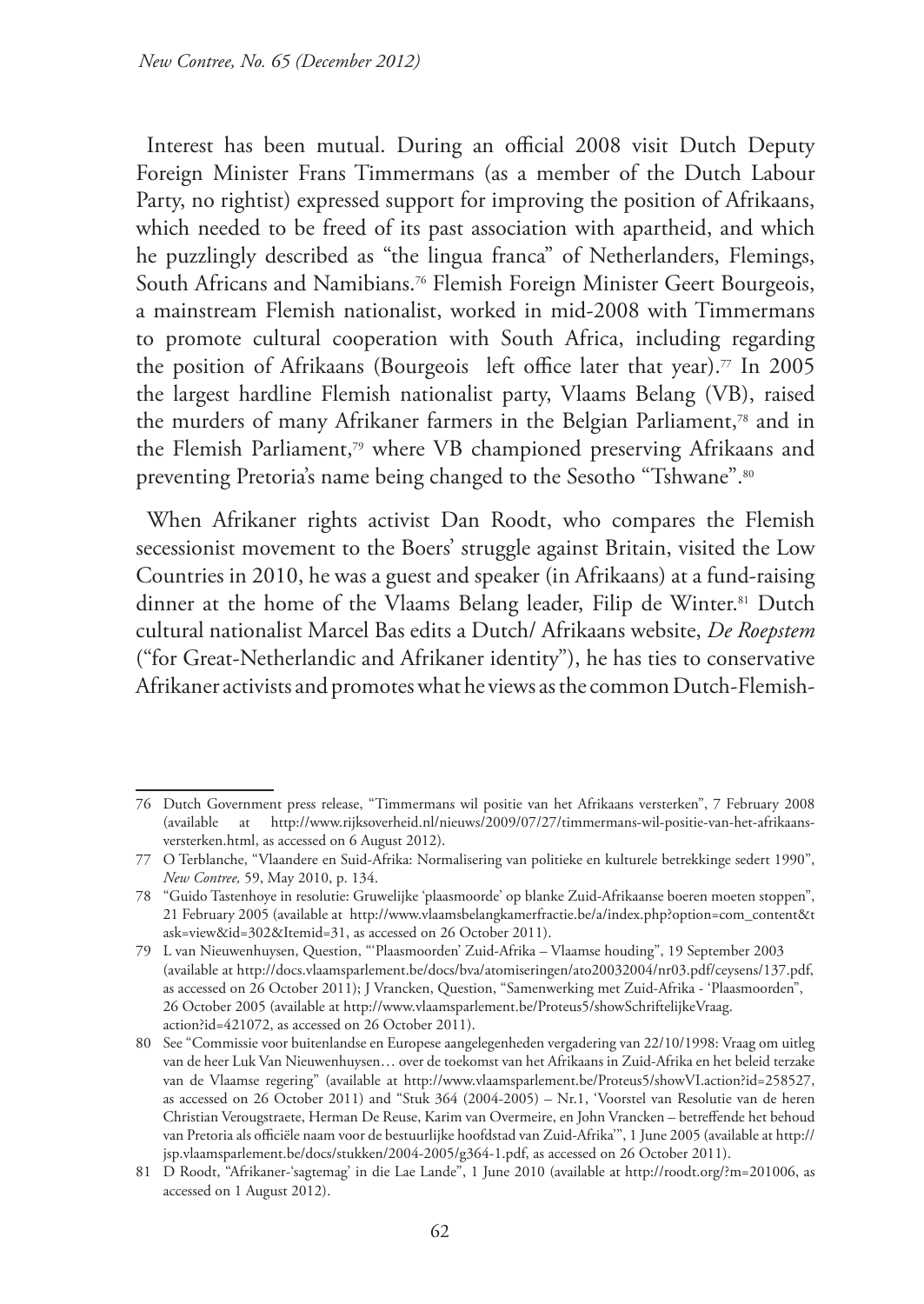Interest has been mutual. During an official 2008 visit Dutch Deputy Foreign Minister Frans Timmermans (as a member of the Dutch Labour Party, no rightist) expressed support for improving the position of Afrikaans, which needed to be freed of its past association with apartheid, and which he puzzlingly described as "the lingua franca" of Netherlanders, Flemings, South Africans and Namibians.[76] Flemish Foreign Minister Geert Bourgeois, a mainstream Flemish nationalist, worked in mid-2008 with Timmermans to promote cultural cooperation with South Africa, including regarding the position of Afrikaans (Bourgeois left office later that year).[77] In 2005 the largest hardline Flemish nationalist party, Vlaams Belang (VB), raised the murders of many Afrikaner farmers in the Belgian Parliament,[78] and in the Flemish Parliament,[79] where VB championed preserving Afrikaans and preventing Pretoria's name being changed to the Sesotho "Tshwane".[80]

When Afrikaner rights activist Dan Roodt, who compares the Flemish secessionist movement to the Boers' struggle against Britain, visited the Low Countries in 2010, he was a guest and speaker (in Afrikaans) at a fund-raising dinner at the home of the Vlaams Belang leader, Filip de Winter.[81] Dutch cultural nationalist Marcel Bas edits a Dutch/ Afrikaans website, *De Roepstem* ("for Great-Netherlandic and Afrikaner identity"), he has ties to conservative Afrikaner activists and promotes what he views as the common Dutch-Flemish-

---

76 Dutch Government press release, "Timmermans wil positie van het Afrikaans versterken", 7 February 2008 (available at http://www.rijksoverheid.nl/nieuws/2009/07/27/timmermans-wil-positie-van-het-afrikaans-versterken.html, as accessed on 6 August 2012).

77 O Terblanche, "Vlaandere en Suid-Afrika: Normalisering van politieke en kulturele betrekkinge sedert 1990", *New Contree,* 59, May 2010, p. 134.

78 "Guido Tastenhoye in resolutie: Gruwelijke 'plaasmoorde' op blanke Zuid-Afrikaanse boeren moeten stoppen", 21 February 2005 (available at http://www.vlaamsbelangkamerfractie.be/a/index.php?option=com_content&task=view&id=302&Itemid=31, as accessed on 26 October 2011).

79 L van Nieuwenhuysen, Question, "'Plaasmoorden' Zuid-Afrika – Vlaamse houding", 19 September 2003 (available at http://docs.vlaamsparlement.be/docs/bva/atomiseringen/ato20032004/nr03.pdf/ceysens/137.pdf, as accessed on 26 October 2011); J Vrancken, Question, "Samenwerking met Zuid-Afrika - 'Plaasmoorden", 26 October 2005 (available at http://www.vlaamsparlement.be/Proteus5/showSchriftelijkeVraag.action?id=421072, as accessed on 26 October 2011).

80 See "Commissie voor buitenlandse en Europese aangelegenheden vergadering van 22/10/1998: Vraag om uitleg van de heer Luk Van Nieuwenhuysen… over de toekomst van het Afrikaans in Zuid-Afrika en het beleid terzake van de Vlaamse regering" (available at http://www.vlaamsparlement.be/Proteus5/showVI.action?id=258527, as accessed on 26 October 2011) and "Stuk 364 (2004-2005) – Nr.1, 'Voorstel van Resolutie van de heren Christian Verougstraete, Herman De Reuse, Karim van Overmeire, en John Vrancken – betreffende het behoud van Pretoria als officiële naam voor de bestuurlijke hoofdstad van Zuid-Afrika'", 1 June 2005 (available at http://jsp.vlaamsparlement.be/docs/stukken/2004-2005/g364-1.pdf, as accessed on 26 October 2011).

81 D Roodt, "Afrikaner-'sagtemag' in die Lae Lande", 1 June 2010 (available at http://roodt.org/?m=201006, as accessed on 1 August 2012).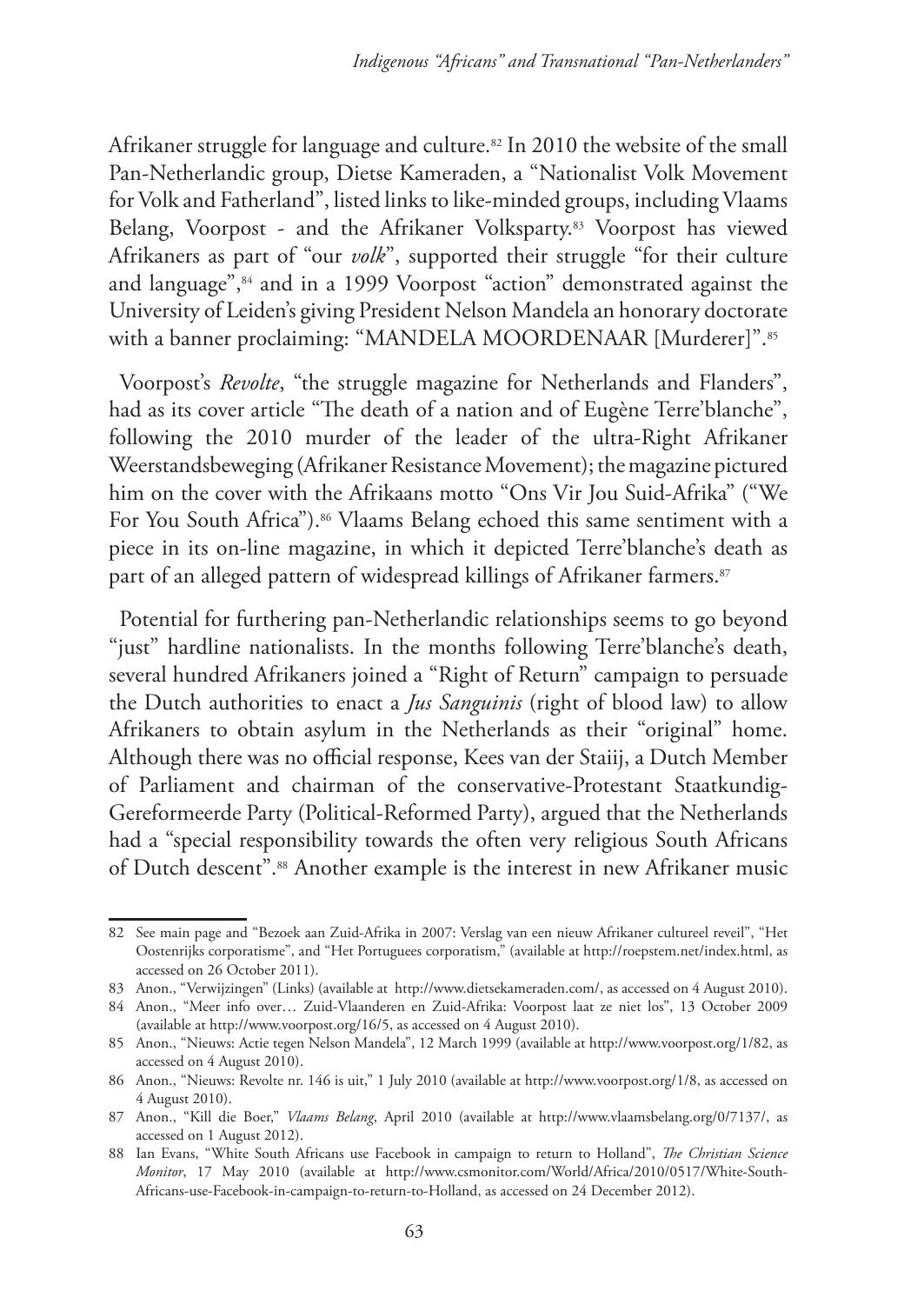Afrikaner struggle for language and culture.[82] In 2010 the website of the small Pan-Netherlandic group, Dietse Kameraden, a "Nationalist Volk Movement for Volk and Fatherland", listed links to like-minded groups, including Vlaams Belang, Voorpost - and the Afrikaner Volksparty.[83] Voorpost has viewed Afrikaners as part of "our *volk*", supported their struggle "for their culture and language",[84] and in a 1999 Voorpost "action" demonstrated against the University of Leiden's giving President Nelson Mandela an honorary doctorate with a banner proclaiming: "MANDELA MOORDENAAR [Murderer]".[85]

Voorpost's *Revolte*, "the struggle magazine for Netherlands and Flanders", had as its cover article "The death of a nation and of Eugène Terre'blanche", following the 2010 murder of the leader of the ultra-Right Afrikaner Weerstandsbeweging (Afrikaner Resistance Movement); the magazine pictured him on the cover with the Afrikaans motto "Ons Vir Jou Suid-Afrika" ("We For You South Africa").[86] Vlaams Belang echoed this same sentiment with a piece in its on-line magazine, in which it depicted Terre'blanche's death as part of an alleged pattern of widespread killings of Afrikaner farmers.[87]

Potential for furthering pan-Netherlandic relationships seems to go beyond "just" hardline nationalists. In the months following Terre'blanche's death, several hundred Afrikaners joined a "Right of Return" campaign to persuade the Dutch authorities to enact a *Jus Sanguinis* (right of blood law) to allow Afrikaners to obtain asylum in the Netherlands as their "original" home. Although there was no official response, Kees van der Staiij, a Dutch Member of Parliament and chairman of the conservative-Protestant Staatkundig-Gereformeerde Party (Political-Reformed Party), argued that the Netherlands had a "special responsibility towards the often very religious South Africans of Dutch descent".[88] Another example is the interest in new Afrikaner music

---

82 See main page and "Bezoek aan Zuid-Afrika in 2007: Verslag van een nieuw Afrikaner cultureel reveil", "Het Oostenrijks corporatisme", and "Het Portuguees corporatism," (available at http://roepstem.net/index.html, as accessed on 26 October 2011).

83 Anon., "Verwijzingen" (Links) (available at http://www.dietsekameraden.com/, as accessed on 4 August 2010).

84 Anon., "Meer info over… Zuid-Vlaanderen en Zuid-Afrika: Voorpost laat ze niet los", 13 October 2009 (available at http://www.voorpost.org/16/5, as accessed on 4 August 2010).

85 Anon., "Nieuws: Actie tegen Nelson Mandela", 12 March 1999 (available at http://www.voorpost.org/1/82, as accessed on 4 August 2010).

86 Anon., "Nieuws: Revolte nr. 146 is uit," 1 July 2010 (available at http://www.voorpost.org/1/8, as accessed on 4 August 2010).

87 Anon., "Kill die Boer," *Vlaams Belang*, April 2010 (available at http://www.vlaamsbelang.org/0/7137/, as accessed on 1 August 2012).

88 Ian Evans, "White South Africans use Facebook in campaign to return to Holland", *The Christian Science Monitor*, 17 May 2010 (available at http://www.csmonitor.com/World/Africa/2010/0517/White-South-Africans-use-Facebook-in-campaign-to-return-to-Holland, as accessed on 24 December 2012).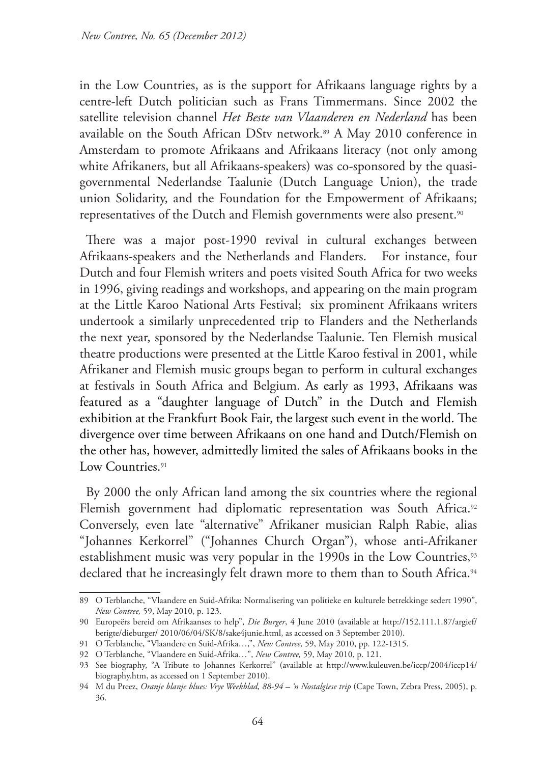in the Low Countries, as is the support for Afrikaans language rights by a centre-left Dutch politician such as Frans Timmermans. Since 2002 the satellite television channel *Het Beste van Vlaanderen en Nederland* has been available on the South African DStv network.[89] A May 2010 conference in Amsterdam to promote Afrikaans and Afrikaans literacy (not only among white Afrikaners, but all Afrikaans-speakers) was co-sponsored by the quasi-governmental Nederlandse Taalunie (Dutch Language Union), the trade union Solidarity, and the Foundation for the Empowerment of Afrikaans; representatives of the Dutch and Flemish governments were also present.[90]

There was a major post-1990 revival in cultural exchanges between Afrikaans-speakers and the Netherlands and Flanders. For instance, four Dutch and four Flemish writers and poets visited South Africa for two weeks in 1996, giving readings and workshops, and appearing on the main program at the Little Karoo National Arts Festival; six prominent Afrikaans writers undertook a similarly unprecedented trip to Flanders and the Netherlands the next year, sponsored by the Nederlandse Taalunie. Ten Flemish musical theatre productions were presented at the Little Karoo festival in 2001, while Afrikaner and Flemish music groups began to perform in cultural exchanges at festivals in South Africa and Belgium. As early as 1993, Afrikaans was featured as a "daughter language of Dutch" in the Dutch and Flemish exhibition at the Frankfurt Book Fair, the largest such event in the world. The divergence over time between Afrikaans on one hand and Dutch/Flemish on the other has, however, admittedly limited the sales of Afrikaans books in the Low Countries.[91]

By 2000 the only African land among the six countries where the regional Flemish government had diplomatic representation was South Africa.[92] Conversely, even late "alternative" Afrikaner musician Ralph Rabie, alias "Johannes Kerkorrel" ("Johannes Church Organ"), whose anti-Afrikaner establishment music was very popular in the 1990s in the Low Countries,[93] declared that he increasingly felt drawn more to them than to South Africa.[94]

---

89 O Terblanche, "Vlaandere en Suid-Afrika: Normalisering van politieke en kulturele betrekkinge sedert 1990", *New Contree,* 59, May 2010, p. 123.

90 Europeërs bereid om Afrikaanses to help", *Die Burger*, 4 June 2010 (available at http://152.111.1.87/argief/berigte/dieburger/ 2010/06/04/SK/8/sake4junie.html, as accessed on 3 September 2010).

91 O Terblanche, "Vlaandere en Suid-Afrika…,", *New Contree,* 59, May 2010, pp. 122-1315.

92 O Terblanche, "Vlaandere en Suid-Afrika…", *New Contree,* 59, May 2010, p. 121.

93 See biography, "A Tribute to Johannes Kerkorrel" (available at http://www.kuleuven.be/iccp/2004/iccp14/biography.htm, as accessed on 1 September 2010).

94 M du Preez, *Oranje blanje blues: Vrye Weekblad, 88-94 – 'n Nostalgiese trip* (Cape Town, Zebra Press, 2005), p. 36.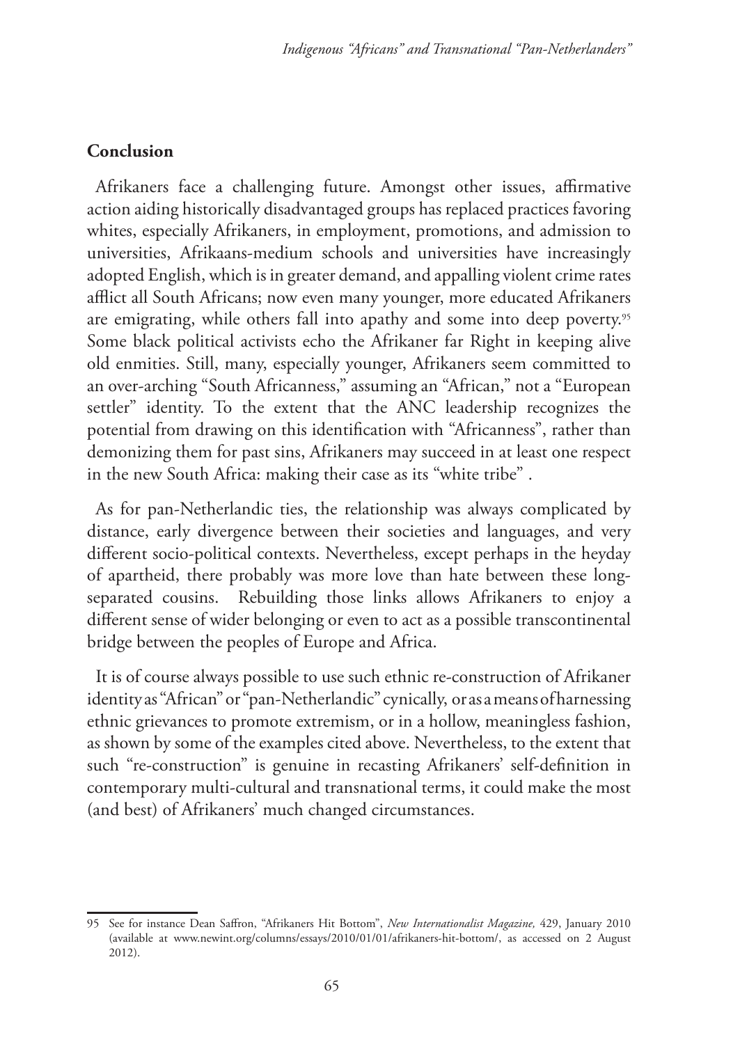## Conclusion

Afrikaners face a challenging future. Amongst other issues, affirmative action aiding historically disadvantaged groups has replaced practices favoring whites, especially Afrikaners, in employment, promotions, and admission to universities, Afrikaans-medium schools and universities have increasingly adopted English, which is in greater demand, and appalling violent crime rates afflict all South Africans; now even many younger, more educated Afrikaners are emigrating, while others fall into apathy and some into deep poverty.[95] Some black political activists echo the Afrikaner far Right in keeping alive old enmities. Still, many, especially younger, Afrikaners seem committed to an over-arching "South Africanness," assuming an "African," not a "European settler" identity. To the extent that the ANC leadership recognizes the potential from drawing on this identification with "Africanness", rather than demonizing them for past sins, Afrikaners may succeed in at least one respect in the new South Africa: making their case as its "white tribe" .

As for pan-Netherlandic ties, the relationship was always complicated by distance, early divergence between their societies and languages, and very different socio-political contexts. Nevertheless, except perhaps in the heyday of apartheid, there probably was more love than hate between these long-separated cousins. Rebuilding those links allows Afrikaners to enjoy a different sense of wider belonging or even to act as a possible transcontinental bridge between the peoples of Europe and Africa.

It is of course always possible to use such ethnic re-construction of Afrikaner identity as "African" or "pan-Netherlandic" cynically, or as a means of harnessing ethnic grievances to promote extremism, or in a hollow, meaningless fashion, as shown by some of the examples cited above. Nevertheless, to the extent that such "re-construction" is genuine in recasting Afrikaners' self-definition in contemporary multi-cultural and transnational terms, it could make the most (and best) of Afrikaners' much changed circumstances.

---

95 See for instance Dean Saffron, "Afrikaners Hit Bottom", *New Internationalist Magazine,* 429, January 2010 (available at www.newint.org/columns/essays/2010/01/01/afrikaners-hit-bottom/, as accessed on 2 August 2012).